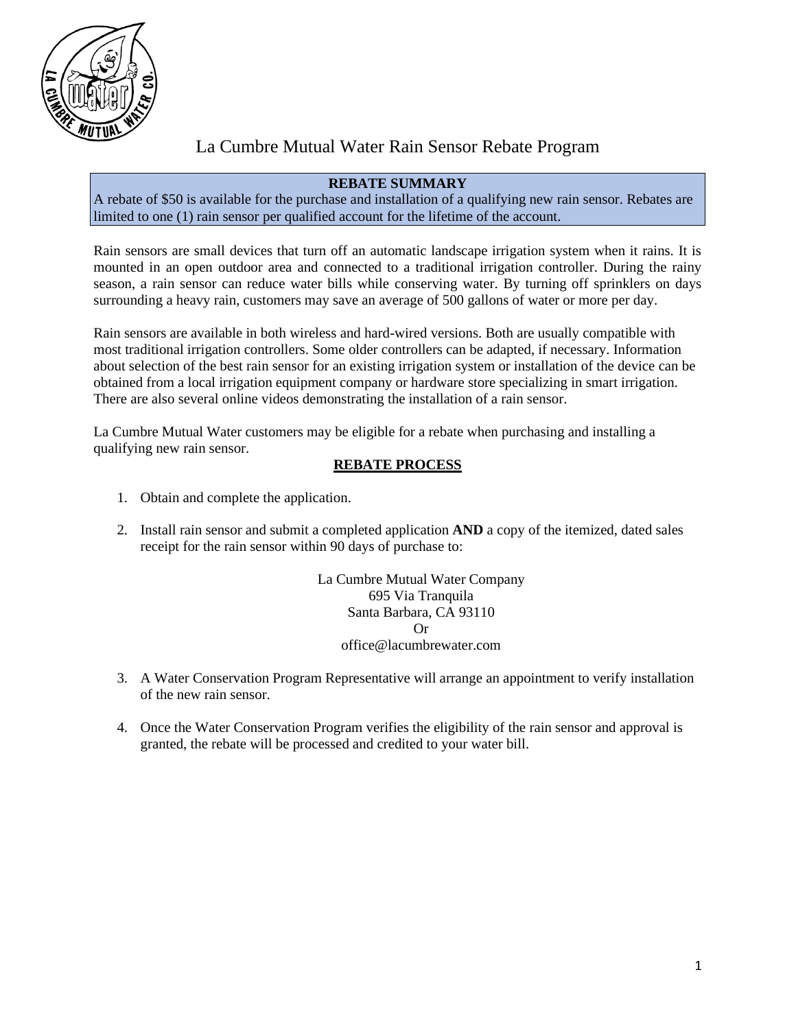# La Cumbre Mutual Water Rain Sensor Rebate Program

**REBATE SUMMARY**

A rebate of $50 is available for the purchase and installation of a qualifying new rain sensor. Rebates are limited to one (1) rain sensor per qualified account for the lifetime of the account.

Rain sensors are small devices that turn off an automatic landscape irrigation system when it rains. It is mounted in an open outdoor area and connected to a traditional irrigation controller. During the rainy season, a rain sensor can reduce water bills while conserving water. By turning off sprinklers on days surrounding a heavy rain, customers may save an average of 500 gallons of water or more per day.

Rain sensors are available in both wireless and hard-wired versions. Both are usually compatible with most traditional irrigation controllers. Some older controllers can be adapted, if necessary. Information about selection of the best rain sensor for an existing irrigation system or installation of the device can be obtained from a local irrigation equipment company or hardware store specializing in smart irrigation. There are also several online videos demonstrating the installation of a rain sensor.

La Cumbre Mutual Water customers may be eligible for a rebate when purchasing and installing a qualifying new rain sensor.

## REBATE PROCESS

1. Obtain and complete the application.
2. Install rain sensor and submit a completed application **AND** a copy of the itemized, dated sales receipt for the rain sensor within 90 days of purchase to:

   La Cumbre Mutual Water Company
   695 Via Tranquila
   Santa Barbara, CA 93110
   Or
   office@lacumbrewater.com

3. A Water Conservation Program Representative will arrange an appointment to verify installation of the new rain sensor.
4. Once the Water Conservation Program verifies the eligibility of the rain sensor and approval is granted, the rebate will be processed and credited to your water bill.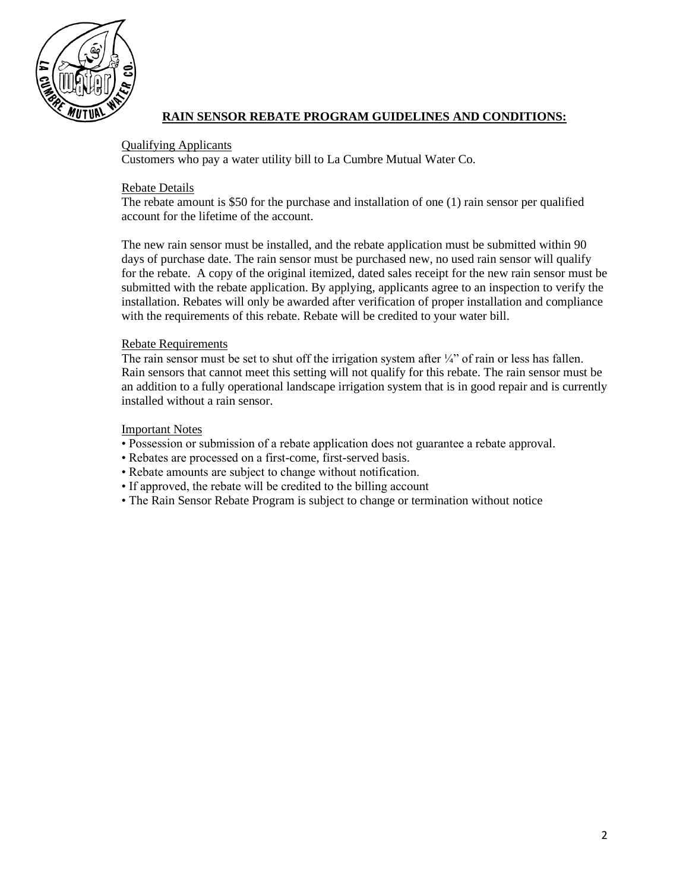## RAIN SENSOR REBATE PROGRAM GUIDELINES AND CONDITIONS:

Qualifying Applicants

Customers who pay a water utility bill to La Cumbre Mutual Water Co.

Rebate Details

The rebate amount is $50 for the purchase and installation of one (1) rain sensor per qualified account for the lifetime of the account.

The new rain sensor must be installed, and the rebate application must be submitted within 90 days of purchase date. The rain sensor must be purchased new, no used rain sensor will qualify for the rebate. A copy of the original itemized, dated sales receipt for the new rain sensor must be submitted with the rebate application. By applying, applicants agree to an inspection to verify the installation. Rebates will only be awarded after verification of proper installation and compliance with the requirements of this rebate. Rebate will be credited to your water bill.

Rebate Requirements

The rain sensor must be set to shut off the irrigation system after ¼" of rain or less has fallen. Rain sensors that cannot meet this setting will not qualify for this rebate. The rain sensor must be an addition to a fully operational landscape irrigation system that is in good repair and is currently installed without a rain sensor.

Important Notes

- Possession or submission of a rebate application does not guarantee a rebate approval.
- Rebates are processed on a first-come, first-served basis.
- Rebate amounts are subject to change without notification.
- If approved, the rebate will be credited to the billing account
- The Rain Sensor Rebate Program is subject to change or termination without notice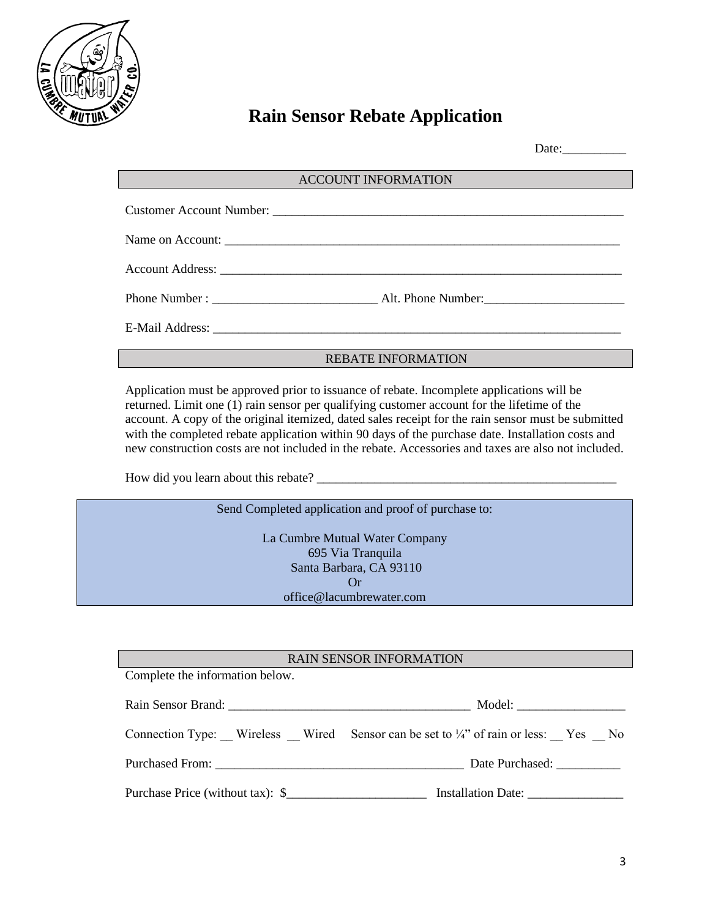# Rain Sensor Rebate Application

Date:__________

## ACCOUNT INFORMATION

Customer Account Number: ___________________________________________________________

Name on Account: __________________________________________________________________

Account Address: __________________________________________________________________

Phone Number : __________________________ Alt. Phone Number:______________________

E-Mail Address: ___________________________________________________________________

## REBATE INFORMATION

Application must be approved prior to issuance of rebate. Incomplete applications will be returned. Limit one (1) rain sensor per qualifying customer account for the lifetime of the account. A copy of the original itemized, dated sales receipt for the rain sensor must be submitted with the completed rebate application within 90 days of the purchase date. Installation costs and new construction costs are not included in the rebate. Accessories and taxes are also not included.

How did you learn about this rebate? _________________________________________________

Send Completed application and proof of purchase to:

La Cumbre Mutual Water Company
695 Via Tranquila
Santa Barbara, CA 93110
Or
office@lacumbrewater.com

## RAIN SENSOR INFORMATION

Complete the information below.

Rain Sensor Brand: _______________________________________ Model: _________________

Connection Type: __ Wireless __ Wired    Sensor can be set to ¼" of rain or less: __ Yes __ No

Purchased From: ________________________________________ Date Purchased: __________

Purchase Price (without tax): $______________________ Installation Date: _______________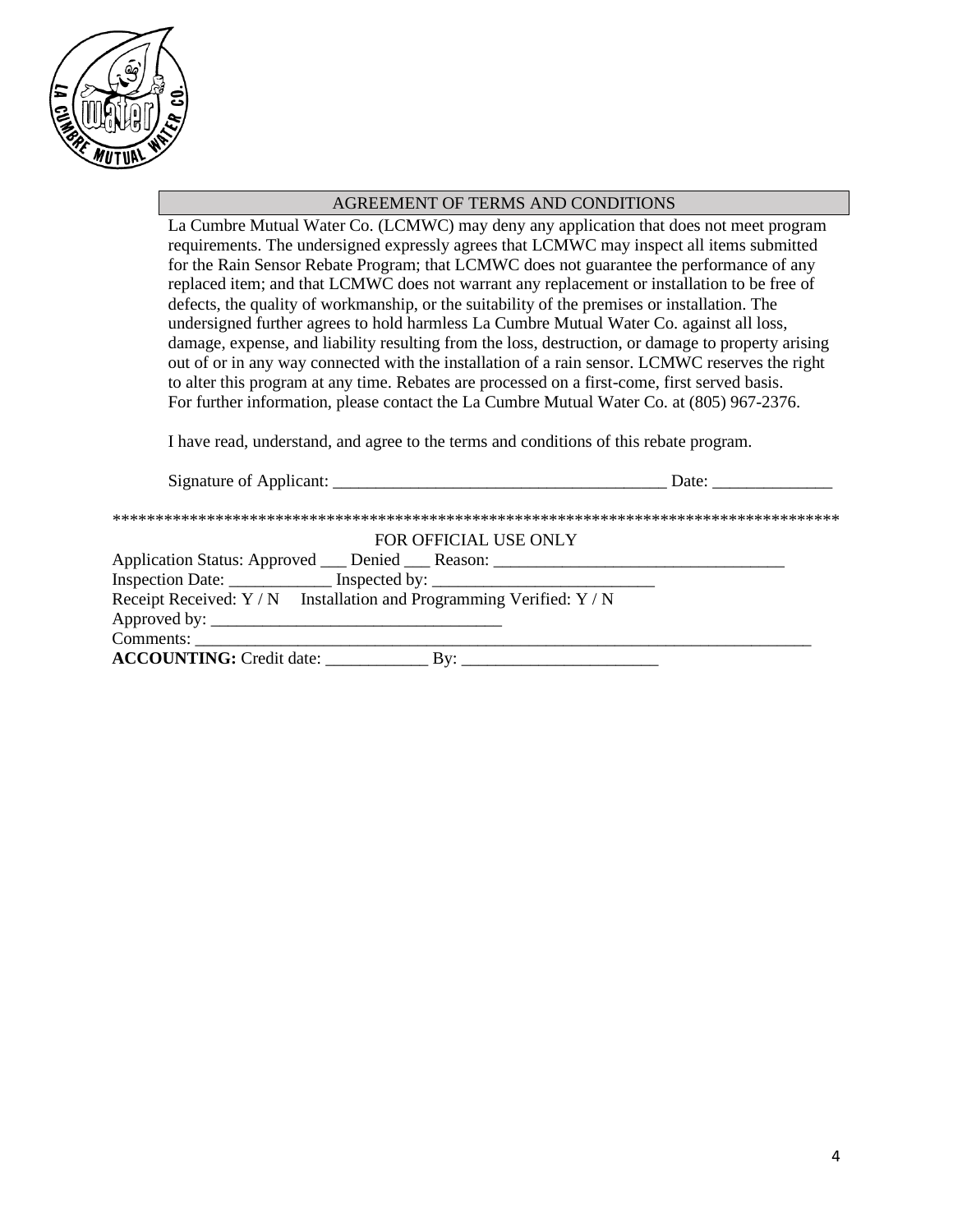## AGREEMENT OF TERMS AND CONDITIONS

La Cumbre Mutual Water Co. (LCMWC) may deny any application that does not meet program requirements. The undersigned expressly agrees that LCMWC may inspect all items submitted for the Rain Sensor Rebate Program; that LCMWC does not guarantee the performance of any replaced item; and that LCMWC does not warrant any replacement or installation to be free of defects, the quality of workmanship, or the suitability of the premises or installation. The undersigned further agrees to hold harmless La Cumbre Mutual Water Co. against all loss, damage, expense, and liability resulting from the loss, destruction, or damage to property arising out of or in any way connected with the installation of a rain sensor. LCMWC reserves the right to alter this program at any time. Rebates are processed on a first-come, first served basis. For further information, please contact the La Cumbre Mutual Water Co. at (805) 967-2376.

I have read, understand, and agree to the terms and conditions of this rebate program.

Signature of Applicant: ________________________________________ Date: ______________

*************************************************************************************

FOR OFFICIAL USE ONLY

Application Status: Approved ___ Denied ___ Reason: __________________________________

Inspection Date: ____________ Inspected by: __________________________

Receipt Received: Y / N    Installation and Programming Verified: Y / N

Approved by: __________________________________

Comments: ____________________________________________________________________________

**ACCOUNTING:** Credit date: ____________ By: _______________________